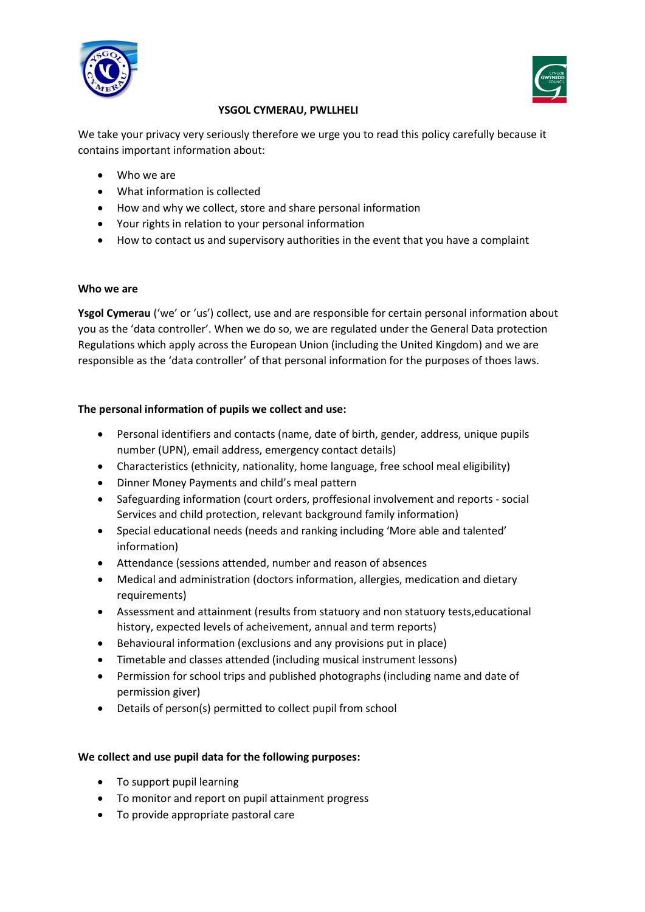**YSGOL CYMERAU, PWLLHELI**

We take your privacy very seriously therefore we urge you to read this policy carefully because it contains important information about:

- Who we are
- What information is collected
- How and why we collect, store and share personal information
- Your rights in relation to your personal information
- How to contact us and supervisory authorities in the event that you have a complaint

**Who we are**

**Ysgol Cymerau** ('we' or 'us') collect, use and are responsible for certain personal information about you as the 'data controller'. When we do so, we are regulated under the General Data protection Regulations which apply across the European Union (including the United Kingdom) and we are responsible as the 'data controller' of that personal information for the purposes of thoes laws.

**The personal information of pupils we collect and use:**

- Personal identifiers and contacts (name, date of birth, gender, address, unique pupils number (UPN), email address, emergency contact details)
- Characteristics (ethnicity, nationality, home language, free school meal eligibility)
- Dinner Money Payments and child's meal pattern
- Safeguarding information (court orders, proffesional involvement and reports - social Services and child protection, relevant background family information)
- Special educational needs (needs and ranking including 'More able and talented' information)
- Attendance (sessions attended, number and reason of absences
- Medical and administration (doctors information, allergies, medication and dietary requirements)
- Assessment and attainment (results from statuory and non statuory tests,educational history, expected levels of acheivement, annual and term reports)
- Behavioural information (exclusions and any provisions put in place)
- Timetable and classes attended (including musical instrument lessons)
- Permission for school trips and published photographs (including name and date of permission giver)
- Details of person(s) permitted to collect pupil from school

**We collect and use pupil data for the following purposes:**

- To support pupil learning
- To monitor and report on pupil attainment progress
- To provide appropriate pastoral care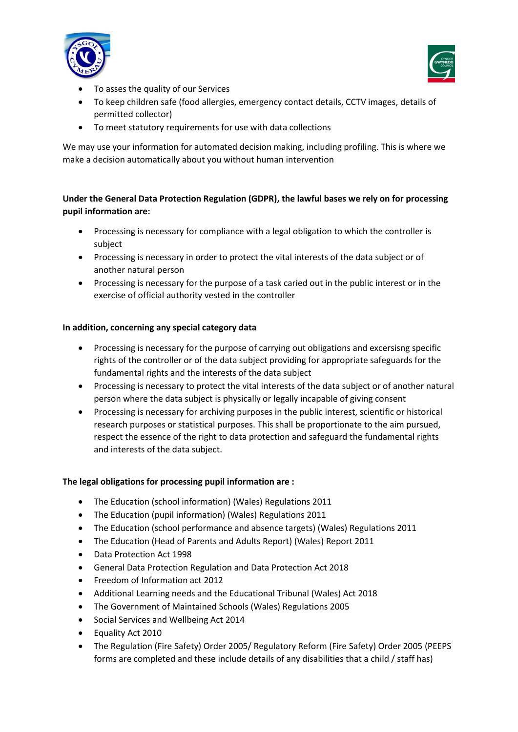- To asses the quality of our Services
- To keep children safe (food allergies, emergency contact details, CCTV images, details of permitted collector)
- To meet statutory requirements for use with data collections

We may use your information for automated decision making, including profiling. This is where we make a decision automatically about you without human intervention

**Under the General Data Protection Regulation (GDPR), the lawful bases we rely on for processing pupil information are:**

- Processing is necessary for compliance with a legal obligation to which the controller is subject
- Processing is necessary in order to protect the vital interests of the data subject or of another natural person
- Processing is necessary for the purpose of a task caried out in the public interest or in the exercise of official authority vested in the controller

**In addition, concerning any special category data**

- Processing is necessary for the purpose of carrying out obligations and excersisng specific rights of the controller or of the data subject providing for appropriate safeguards for the fundamental rights and the interests of the data subject
- Processing is necessary to protect the vital interests of the data subject or of another natural person where the data subject is physically or legally incapable of giving consent
- Processing is necessary for archiving purposes in the public interest, scientific or historical research purposes or statistical purposes. This shall be proportionate to the aim pursued, respect the essence of the right to data protection and safeguard the fundamental rights and interests of the data subject.

**The legal obligations for processing pupil information are :**

- The Education (school information) (Wales) Regulations 2011
- The Education (pupil information) (Wales) Regulations 2011
- The Education (school performance and absence targets) (Wales) Regulations 2011
- The Education (Head of Parents and Adults Report) (Wales) Report 2011
- Data Protection Act 1998
- General Data Protection Regulation and Data Protection Act 2018
- Freedom of Information act 2012
- Additional Learning needs and the Educational Tribunal (Wales) Act 2018
- The Government of Maintained Schools (Wales) Regulations 2005
- Social Services and Wellbeing Act 2014
- Equality Act 2010
- The Regulation (Fire Safety) Order 2005/ Regulatory Reform (Fire Safety) Order 2005 (PEEPS forms are completed and these include details of any disabilities that a child / staff has)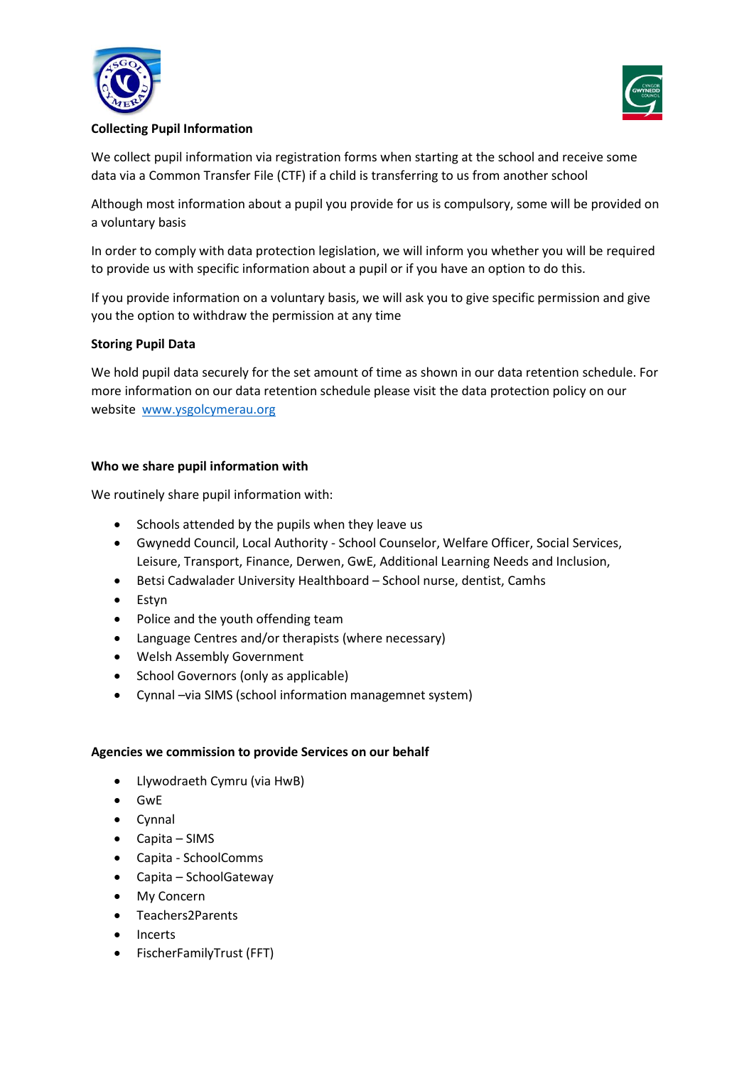**Collecting Pupil Information**

We collect pupil information via registration forms when starting at the school and receive some data via a Common Transfer File (CTF) if a child is transferring to us from another school

Although most information about a pupil you provide for us is compulsory, some will be provided on a voluntary basis

In order to comply with data protection legislation, we will inform you whether you will be required to provide us with specific information about a pupil or if you have an option to do this.

If you provide information on a voluntary basis, we will ask you to give specific permission and give you the option to withdraw the permission at any time

**Storing Pupil Data**

We hold pupil data securely for the set amount of time as shown in our data retention schedule. For more information on our data retention schedule please visit the data protection policy on our website [www.ysgolcymerau.org](www.ysgolcymerau.org)

**Who we share pupil information with**

We routinely share pupil information with:

- Schools attended by the pupils when they leave us
- Gwynedd Council, Local Authority - School Counselor, Welfare Officer, Social Services, Leisure, Transport, Finance, Derwen, GwE, Additional Learning Needs and Inclusion,
- Betsi Cadwalader University Healthboard – School nurse, dentist, Camhs
- Estyn
- Police and the youth offending team
- Language Centres and/or therapists (where necessary)
- Welsh Assembly Government
- School Governors (only as applicable)
- Cynnal –via SIMS (school information managemnet system)

**Agencies we commission to provide Services on our behalf**

- Llywodraeth Cymru (via HwB)
- GwE
- Cynnal
- Capita – SIMS
- Capita - SchoolComms
- Capita – SchoolGateway
- My Concern
- Teachers2Parents
- Incerts
- FischerFamilyTrust (FFT)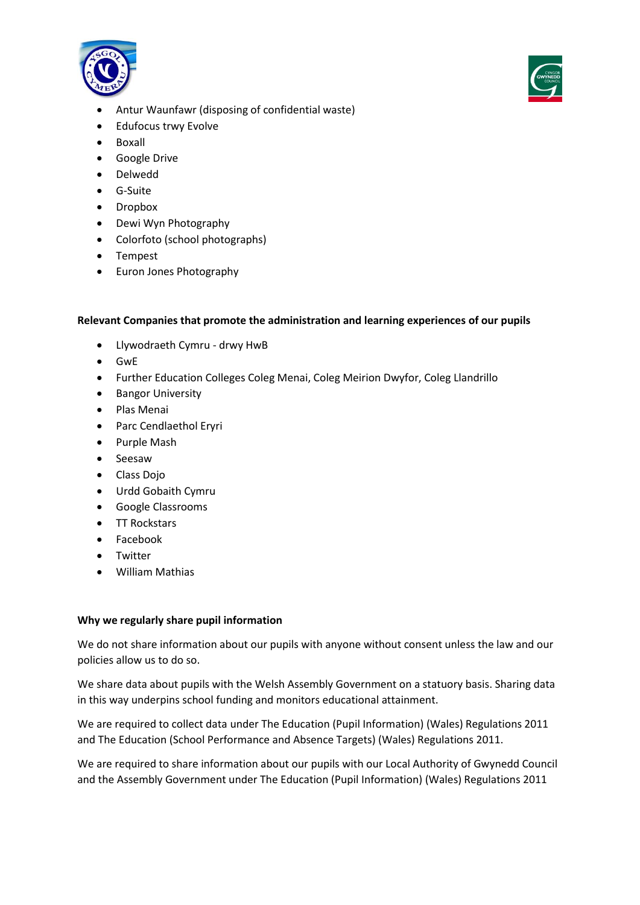- Antur Waunfawr (disposing of confidential waste)
- Edufocus trwy Evolve
- Boxall
- Google Drive
- Delwedd
- G-Suite
- Dropbox
- Dewi Wyn Photography
- Colorfoto (school photographs)
- Tempest
- Euron Jones Photography

**Relevant Companies that promote the administration and learning experiences of our pupils**

- Llywodraeth Cymru - drwy HwB
- GwE
- Further Education Colleges Coleg Menai, Coleg Meirion Dwyfor, Coleg Llandrillo
- Bangor University
- Plas Menai
- Parc Cendlaethol Eryri
- Purple Mash
- Seesaw
- Class Dojo
- Urdd Gobaith Cymru
- Google Classrooms
- TT Rockstars
- Facebook
- Twitter
- William Mathias

**Why we regularly share pupil information**

We do not share information about our pupils with anyone without consent unless the law and our policies allow us to do so.

We share data about pupils with the Welsh Assembly Government on a statuory basis. Sharing data in this way underpins school funding and monitors educational attainment.

We are required to collect data under The Education (Pupil Information) (Wales) Regulations 2011 and The Education (School Performance and Absence Targets) (Wales) Regulations 2011.

We are required to share information about our pupils with our Local Authority of Gwynedd Council and the Assembly Government under The Education (Pupil Information) (Wales) Regulations 2011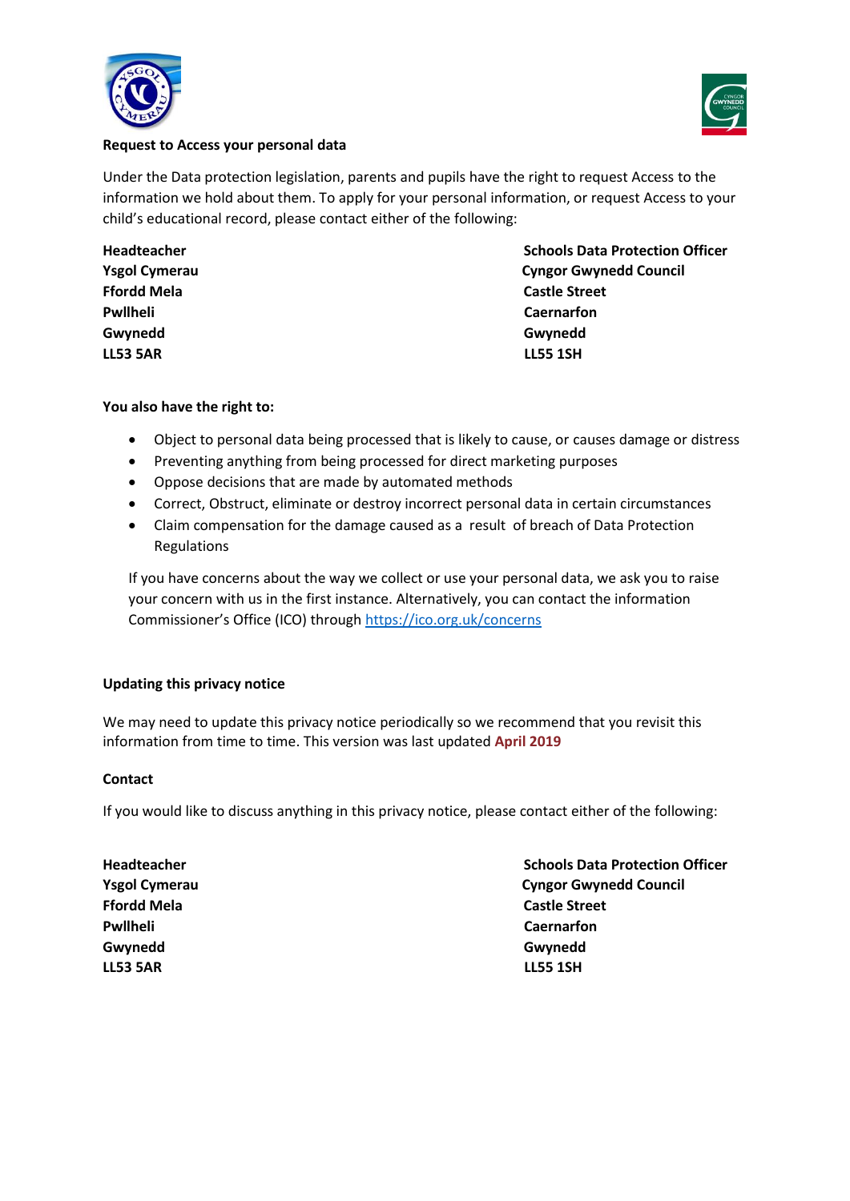**Request to Access your personal data**

Under the Data protection legislation, parents and pupils have the right to request Access to the information we hold about them. To apply for your personal information, or request Access to your child's educational record, please contact either of the following:

**Headteacher**
**Ysgol Cymerau**
**Ffordd Mela**
**Pwllheli**
**Gwynedd**
**LL53 5AR**

**Schools Data Protection Officer**
**Cyngor Gwynedd Council**
**Castle Street**
**Caernarfon**
**Gwynedd**
**LL55 1SH**

**You also have the right to:**

- Object to personal data being processed that is likely to cause, or causes damage or distress
- Preventing anything from being processed for direct marketing purposes
- Oppose decisions that are made by automated methods
- Correct, Obstruct, eliminate or destroy incorrect personal data in certain circumstances
- Claim compensation for the damage caused as a result of breach of Data Protection Regulations

If you have concerns about the way we collect or use your personal data, we ask you to raise your concern with us in the first instance. Alternatively, you can contact the information Commissioner's Office (ICO) through https://ico.org.uk/concerns

**Updating this privacy notice**

We may need to update this privacy notice periodically so we recommend that you revisit this information from time to time. This version was last updated **April 2019**

**Contact**

If you would like to discuss anything in this privacy notice, please contact either of the following:

**Headteacher**
**Ysgol Cymerau**
**Ffordd Mela**
**Pwllheli**
**Gwynedd**
**LL53 5AR**

**Schools Data Protection Officer**
**Cyngor Gwynedd Council**
**Castle Street**
**Caernarfon**
**Gwynedd**
**LL55 1SH**